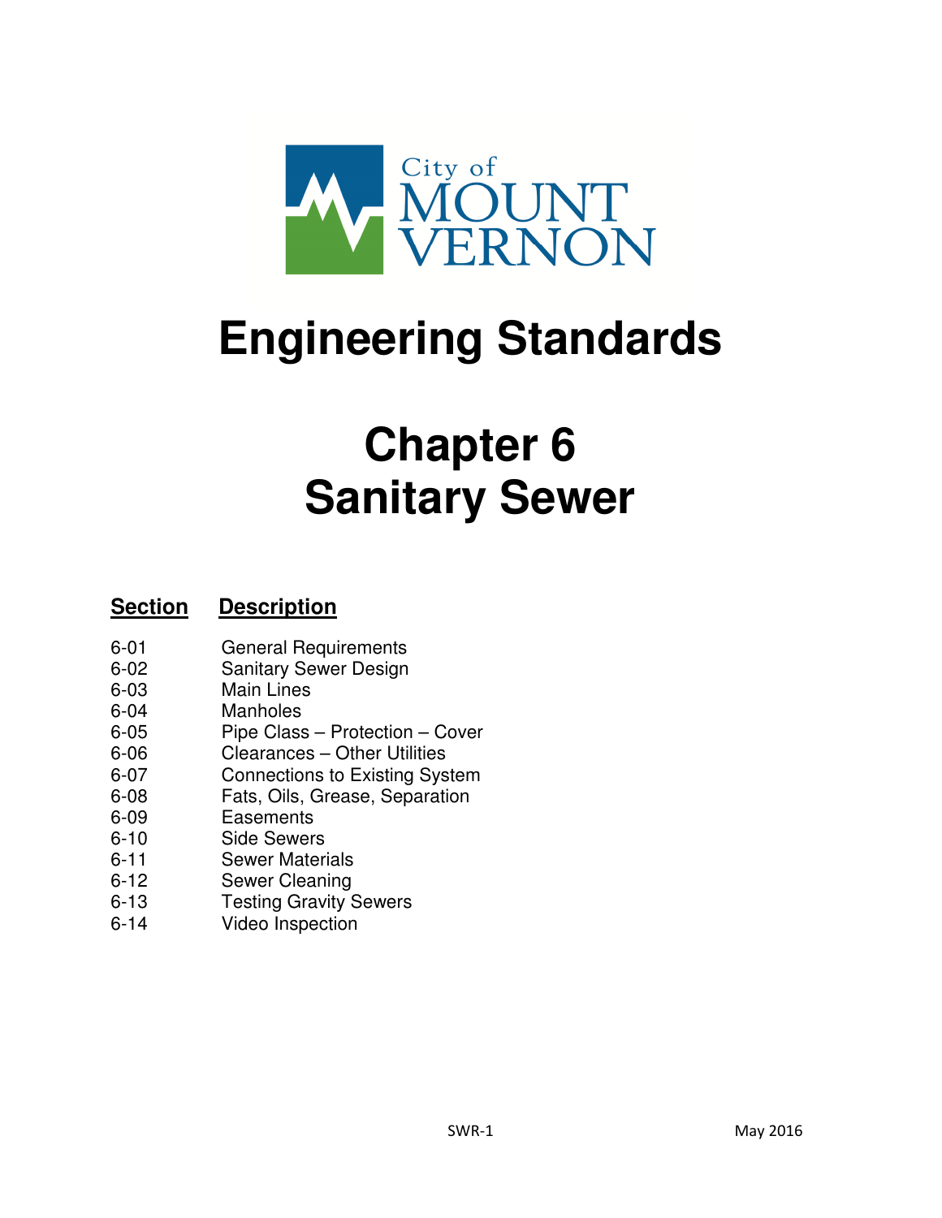City of MOUNT VERNON

# Engineering Standards

# Chapter 6
# Sanitary Sewer

| **Section** | **Description** |
|---|---|
| 6-01 | General Requirements |
| 6-02 | Sanitary Sewer Design |
| 6-03 | Main Lines |
| 6-04 | Manholes |
| 6-05 | Pipe Class – Protection – Cover |
| 6-06 | Clearances – Other Utilities |
| 6-07 | Connections to Existing System |
| 6-08 | Fats, Oils, Grease, Separation |
| 6-09 | Easements |
| 6-10 | Side Sewers |
| 6-11 | Sewer Materials |
| 6-12 | Sewer Cleaning |
| 6-13 | Testing Gravity Sewers |
| 6-14 | Video Inspection |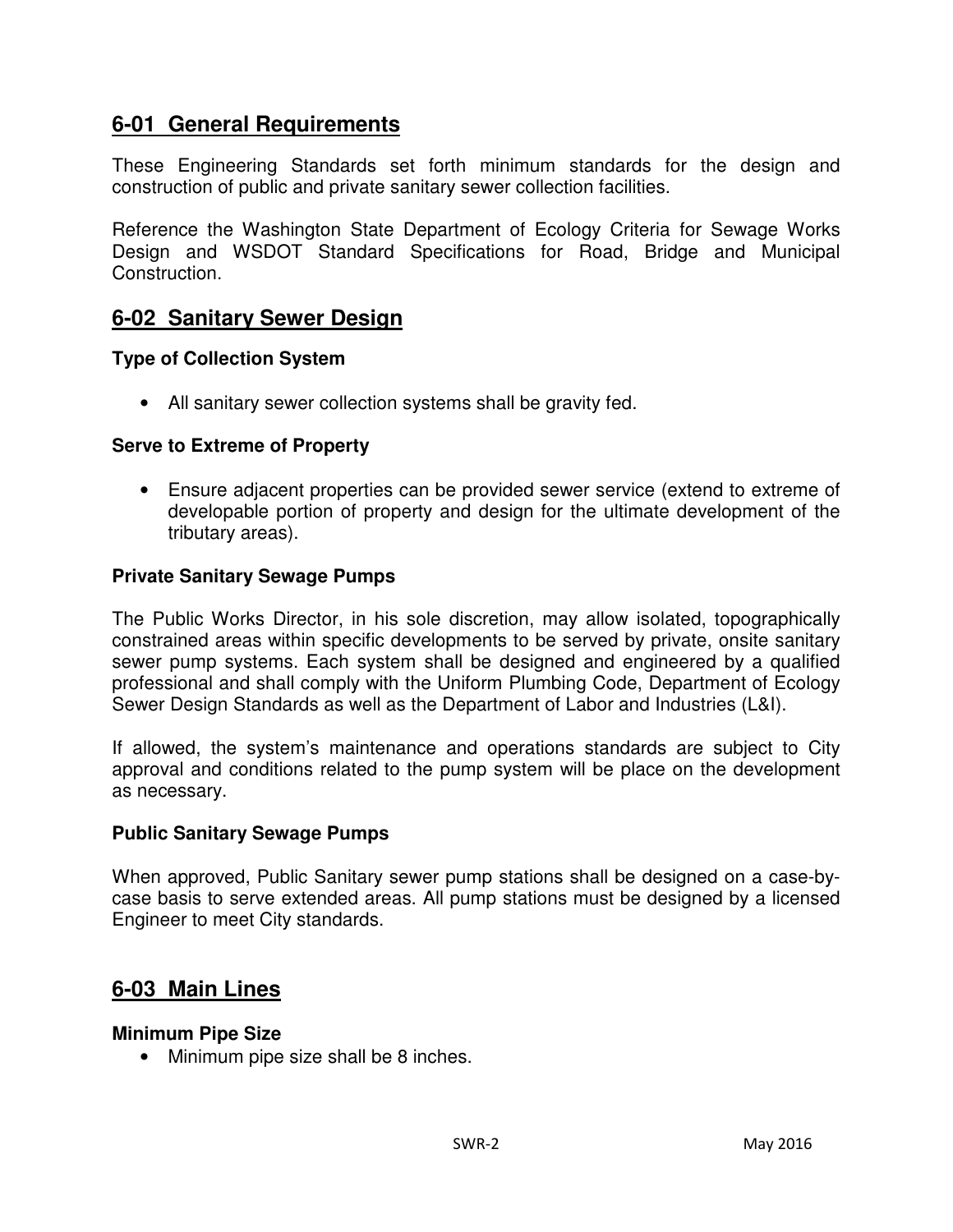## 6-01 General Requirements

These Engineering Standards set forth minimum standards for the design and construction of public and private sanitary sewer collection facilities.

Reference the Washington State Department of Ecology Criteria for Sewage Works Design and WSDOT Standard Specifications for Road, Bridge and Municipal Construction.

## 6-02 Sanitary Sewer Design

### Type of Collection System

- All sanitary sewer collection systems shall be gravity fed.

### Serve to Extreme of Property

- Ensure adjacent properties can be provided sewer service (extend to extreme of developable portion of property and design for the ultimate development of the tributary areas).

### Private Sanitary Sewage Pumps

The Public Works Director, in his sole discretion, may allow isolated, topographically constrained areas within specific developments to be served by private, onsite sanitary sewer pump systems. Each system shall be designed and engineered by a qualified professional and shall comply with the Uniform Plumbing Code, Department of Ecology Sewer Design Standards as well as the Department of Labor and Industries (L&I).

If allowed, the system's maintenance and operations standards are subject to City approval and conditions related to the pump system will be place on the development as necessary.

### Public Sanitary Sewage Pumps

When approved, Public Sanitary sewer pump stations shall be designed on a case-by-case basis to serve extended areas. All pump stations must be designed by a licensed Engineer to meet City standards.

## 6-03 Main Lines

### Minimum Pipe Size

- Minimum pipe size shall be 8 inches.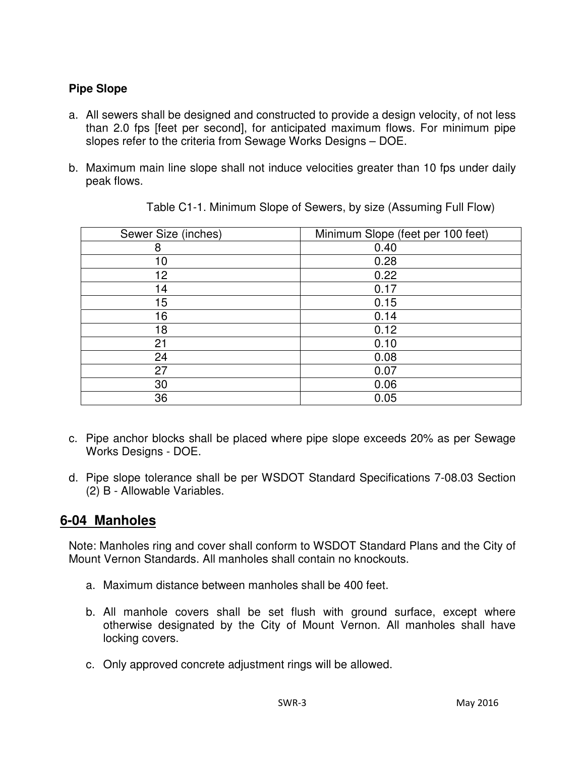**Pipe Slope**

a. All sewers shall be designed and constructed to provide a design velocity, of not less than 2.0 fps [feet per second], for anticipated maximum flows. For minimum pipe slopes refer to the criteria from Sewage Works Designs – DOE.

b. Maximum main line slope shall not induce velocities greater than 10 fps under daily peak flows.

Table C1-1. Minimum Slope of Sewers, by size (Assuming Full Flow)

| Sewer Size (inches) | Minimum Slope (feet per 100 feet) |
|---|---|
| 8 | 0.40 |
| 10 | 0.28 |
| 12 | 0.22 |
| 14 | 0.17 |
| 15 | 0.15 |
| 16 | 0.14 |
| 18 | 0.12 |
| 21 | 0.10 |
| 24 | 0.08 |
| 27 | 0.07 |
| 30 | 0.06 |
| 36 | 0.05 |

c. Pipe anchor blocks shall be placed where pipe slope exceeds 20% as per Sewage Works Designs - DOE.

d. Pipe slope tolerance shall be per WSDOT Standard Specifications 7-08.03 Section (2) B - Allowable Variables.

## 6-04 Manholes

Note: Manholes ring and cover shall conform to WSDOT Standard Plans and the City of Mount Vernon Standards. All manholes shall contain no knockouts.

a. Maximum distance between manholes shall be 400 feet.

b. All manhole covers shall be set flush with ground surface, except where otherwise designated by the City of Mount Vernon. All manholes shall have locking covers.

c. Only approved concrete adjustment rings will be allowed.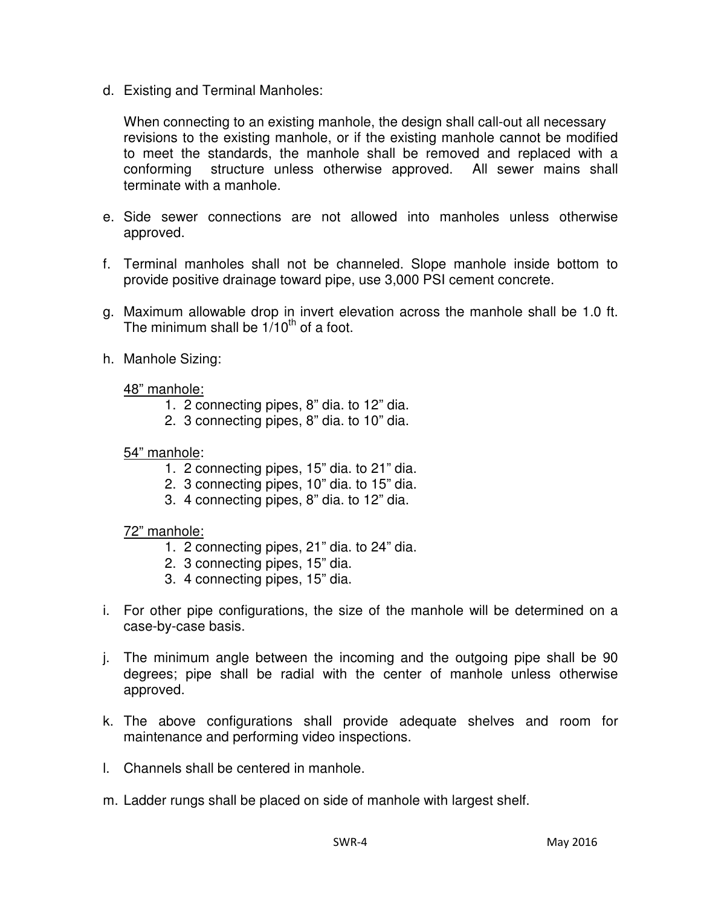d. Existing and Terminal Manholes:

   When connecting to an existing manhole, the design shall call-out all necessary revisions to the existing manhole, or if the existing manhole cannot be modified to meet the standards, the manhole shall be removed and replaced with a conforming structure unless otherwise approved. All sewer mains shall terminate with a manhole.

e. Side sewer connections are not allowed into manholes unless otherwise approved.

f. Terminal manholes shall not be channeled. Slope manhole inside bottom to provide positive drainage toward pipe, use 3,000 PSI cement concrete.

g. Maximum allowable drop in invert elevation across the manhole shall be 1.0 ft. The minimum shall be 1/10$^{th}$ of a foot.

h. Manhole Sizing:

   <u>48" manhole:</u>
   1. 2 connecting pipes, 8" dia. to 12" dia.
   2. 3 connecting pipes, 8" dia. to 10" dia.

   <u>54" manhole</u>:
   1. 2 connecting pipes, 15" dia. to 21" dia.
   2. 3 connecting pipes, 10" dia. to 15" dia.
   3. 4 connecting pipes, 8" dia. to 12" dia.

   <u>72" manhole:</u>
   1. 2 connecting pipes, 21" dia. to 24" dia.
   2. 3 connecting pipes, 15" dia.
   3. 4 connecting pipes, 15" dia.

i. For other pipe configurations, the size of the manhole will be determined on a case-by-case basis.

j. The minimum angle between the incoming and the outgoing pipe shall be 90 degrees; pipe shall be radial with the center of manhole unless otherwise approved.

k. The above configurations shall provide adequate shelves and room for maintenance and performing video inspections.

l. Channels shall be centered in manhole.

m. Ladder rungs shall be placed on side of manhole with largest shelf.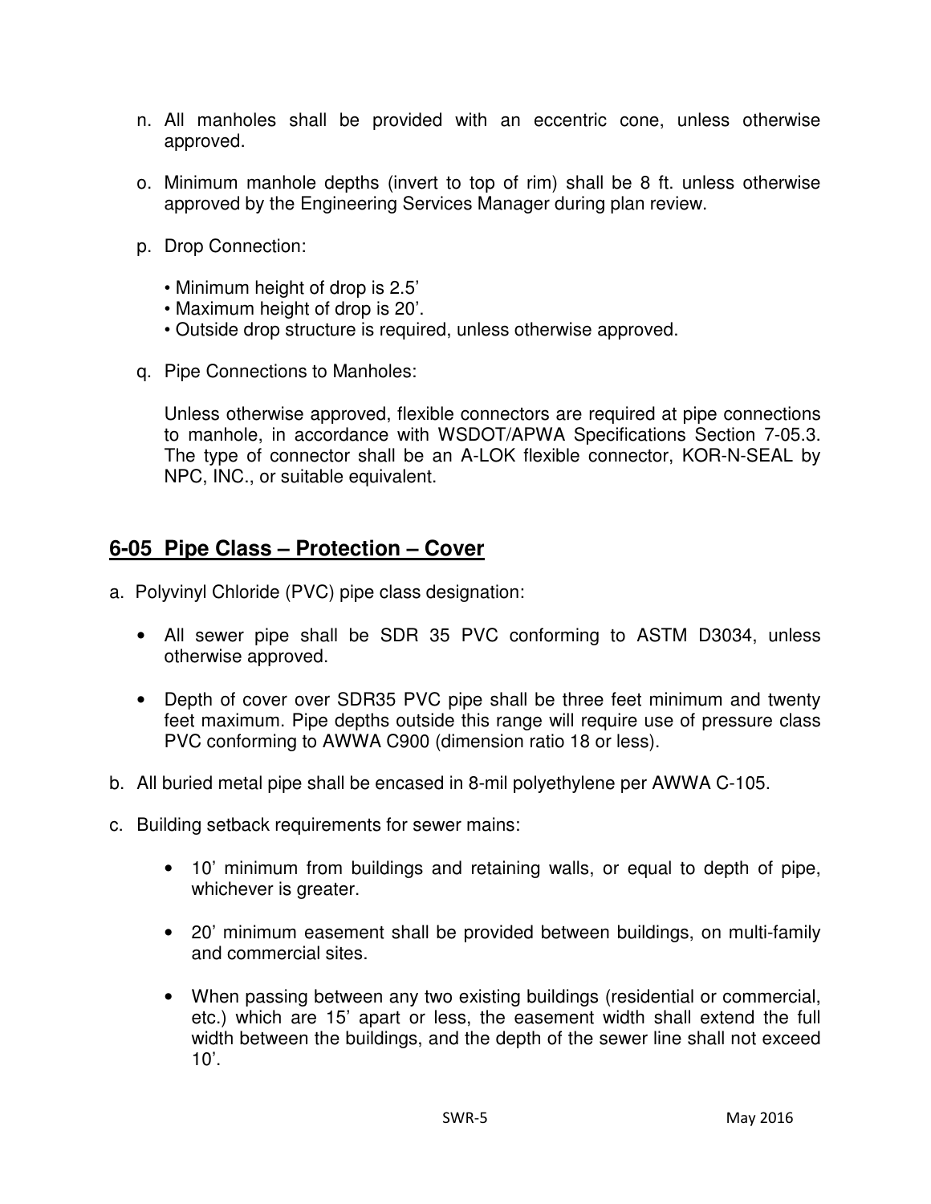n. All manholes shall be provided with an eccentric cone, unless otherwise approved.

o. Minimum manhole depths (invert to top of rim) shall be 8 ft. unless otherwise approved by the Engineering Services Manager during plan review.

p. Drop Connection:

   • Minimum height of drop is 2.5'
   • Maximum height of drop is 20'.
   • Outside drop structure is required, unless otherwise approved.

q. Pipe Connections to Manholes:

   Unless otherwise approved, flexible connectors are required at pipe connections to manhole, in accordance with WSDOT/APWA Specifications Section 7-05.3. The type of connector shall be an A-LOK flexible connector, KOR-N-SEAL by NPC, INC., or suitable equivalent.

## 6-05 Pipe Class – Protection – Cover

a. Polyvinyl Chloride (PVC) pipe class designation:

   - All sewer pipe shall be SDR 35 PVC conforming to ASTM D3034, unless otherwise approved.

   - Depth of cover over SDR35 PVC pipe shall be three feet minimum and twenty feet maximum. Pipe depths outside this range will require use of pressure class PVC conforming to AWWA C900 (dimension ratio 18 or less).

b. All buried metal pipe shall be encased in 8-mil polyethylene per AWWA C-105.

c. Building setback requirements for sewer mains:

   - 10' minimum from buildings and retaining walls, or equal to depth of pipe, whichever is greater.

   - 20' minimum easement shall be provided between buildings, on multi-family and commercial sites.

   - When passing between any two existing buildings (residential or commercial, etc.) which are 15' apart or less, the easement width shall extend the full width between the buildings, and the depth of the sewer line shall not exceed 10'.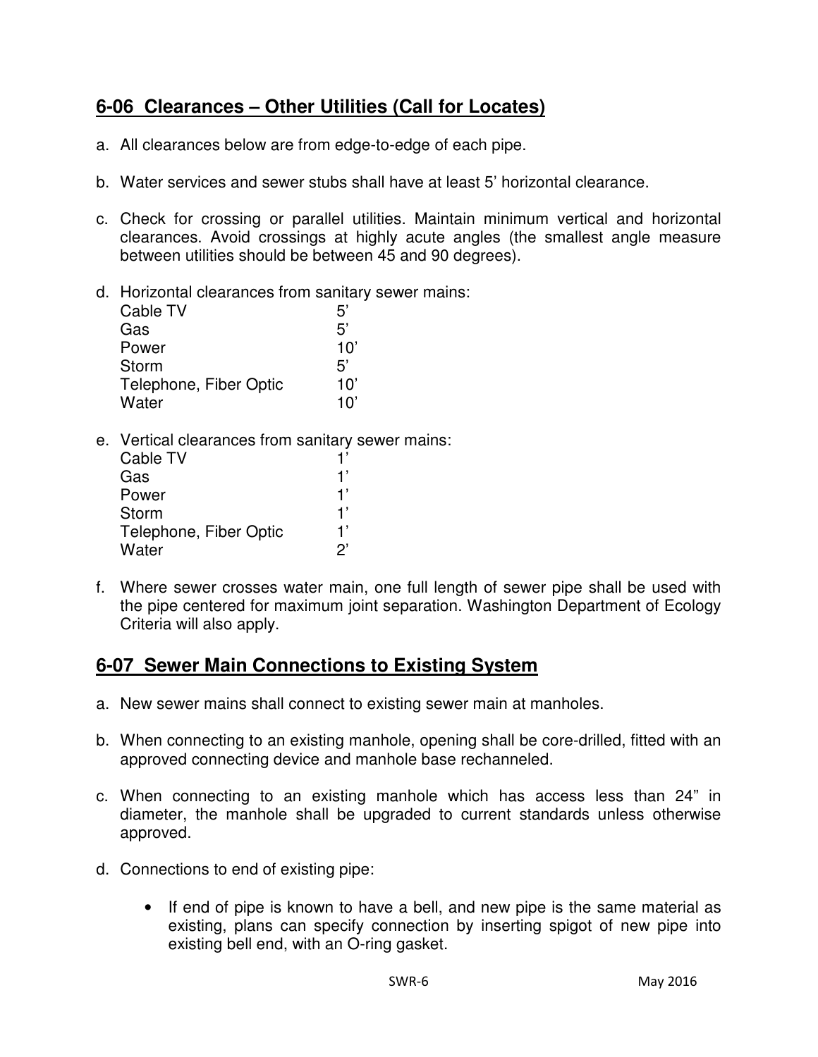## 6-06 Clearances – Other Utilities (Call for Locates)

a. All clearances below are from edge-to-edge of each pipe.

b. Water services and sewer stubs shall have at least 5' horizontal clearance.

c. Check for crossing or parallel utilities. Maintain minimum vertical and horizontal clearances. Avoid crossings at highly acute angles (the smallest angle measure between utilities should be between 45 and 90 degrees).

d. Horizontal clearances from sanitary sewer mains:

| | |
|---|---|
| Cable TV | 5' |
| Gas | 5' |
| Power | 10' |
| Storm | 5' |
| Telephone, Fiber Optic | 10' |
| Water | 10' |

e. Vertical clearances from sanitary sewer mains:

| | |
|---|---|
| Cable TV | 1' |
| Gas | 1' |
| Power | 1' |
| Storm | 1' |
| Telephone, Fiber Optic | 1' |
| Water | 2' |

f. Where sewer crosses water main, one full length of sewer pipe shall be used with the pipe centered for maximum joint separation. Washington Department of Ecology Criteria will also apply.

## 6-07 Sewer Main Connections to Existing System

a. New sewer mains shall connect to existing sewer main at manholes.

b. When connecting to an existing manhole, opening shall be core-drilled, fitted with an approved connecting device and manhole base rechanneled.

c. When connecting to an existing manhole which has access less than 24" in diameter, the manhole shall be upgraded to current standards unless otherwise approved.

d. Connections to end of existing pipe:

- If end of pipe is known to have a bell, and new pipe is the same material as existing, plans can specify connection by inserting spigot of new pipe into existing bell end, with an O-ring gasket.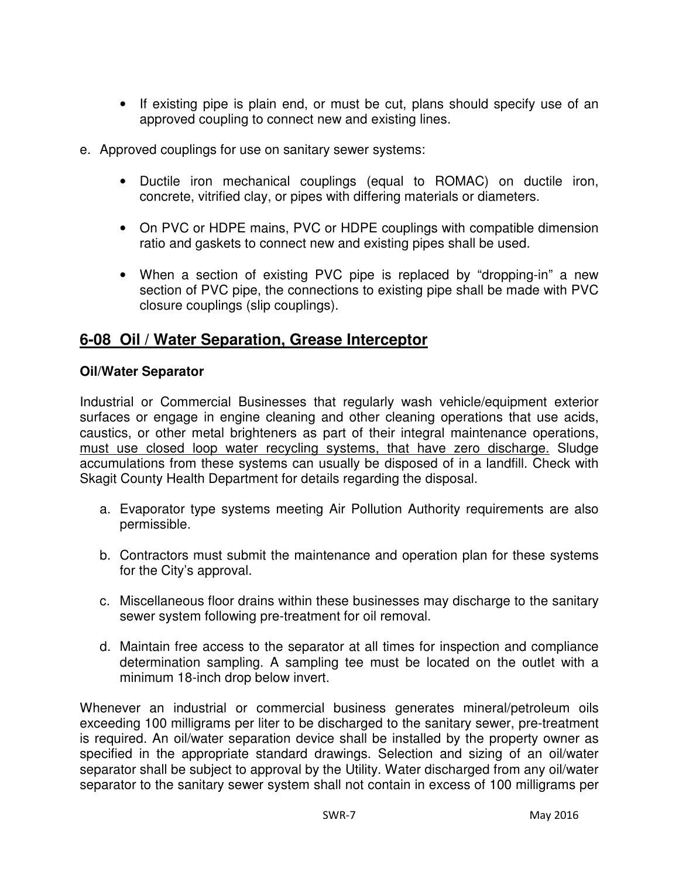- If existing pipe is plain end, or must be cut, plans should specify use of an approved coupling to connect new and existing lines.

e. Approved couplings for use on sanitary sewer systems:

   - Ductile iron mechanical couplings (equal to ROMAC) on ductile iron, concrete, vitrified clay, or pipes with differing materials or diameters.

   - On PVC or HDPE mains, PVC or HDPE couplings with compatible dimension ratio and gaskets to connect new and existing pipes shall be used.

   - When a section of existing PVC pipe is replaced by "dropping-in" a new section of PVC pipe, the connections to existing pipe shall be made with PVC closure couplings (slip couplings).

## 6-08 Oil / Water Separation, Grease Interceptor

**Oil/Water Separator**

Industrial or Commercial Businesses that regularly wash vehicle/equipment exterior surfaces or engage in engine cleaning and other cleaning operations that use acids, caustics, or other metal brighteners as part of their integral maintenance operations, <u>must use closed loop water recycling systems, that have zero discharge.</u> Sludge accumulations from these systems can usually be disposed of in a landfill. Check with Skagit County Health Department for details regarding the disposal.

a. Evaporator type systems meeting Air Pollution Authority requirements are also permissible.

b. Contractors must submit the maintenance and operation plan for these systems for the City's approval.

c. Miscellaneous floor drains within these businesses may discharge to the sanitary sewer system following pre-treatment for oil removal.

d. Maintain free access to the separator at all times for inspection and compliance determination sampling. A sampling tee must be located on the outlet with a minimum 18-inch drop below invert.

Whenever an industrial or commercial business generates mineral/petroleum oils exceeding 100 milligrams per liter to be discharged to the sanitary sewer, pre-treatment is required. An oil/water separation device shall be installed by the property owner as specified in the appropriate standard drawings. Selection and sizing of an oil/water separator shall be subject to approval by the Utility. Water discharged from any oil/water separator to the sanitary sewer system shall not contain in excess of 100 milligrams per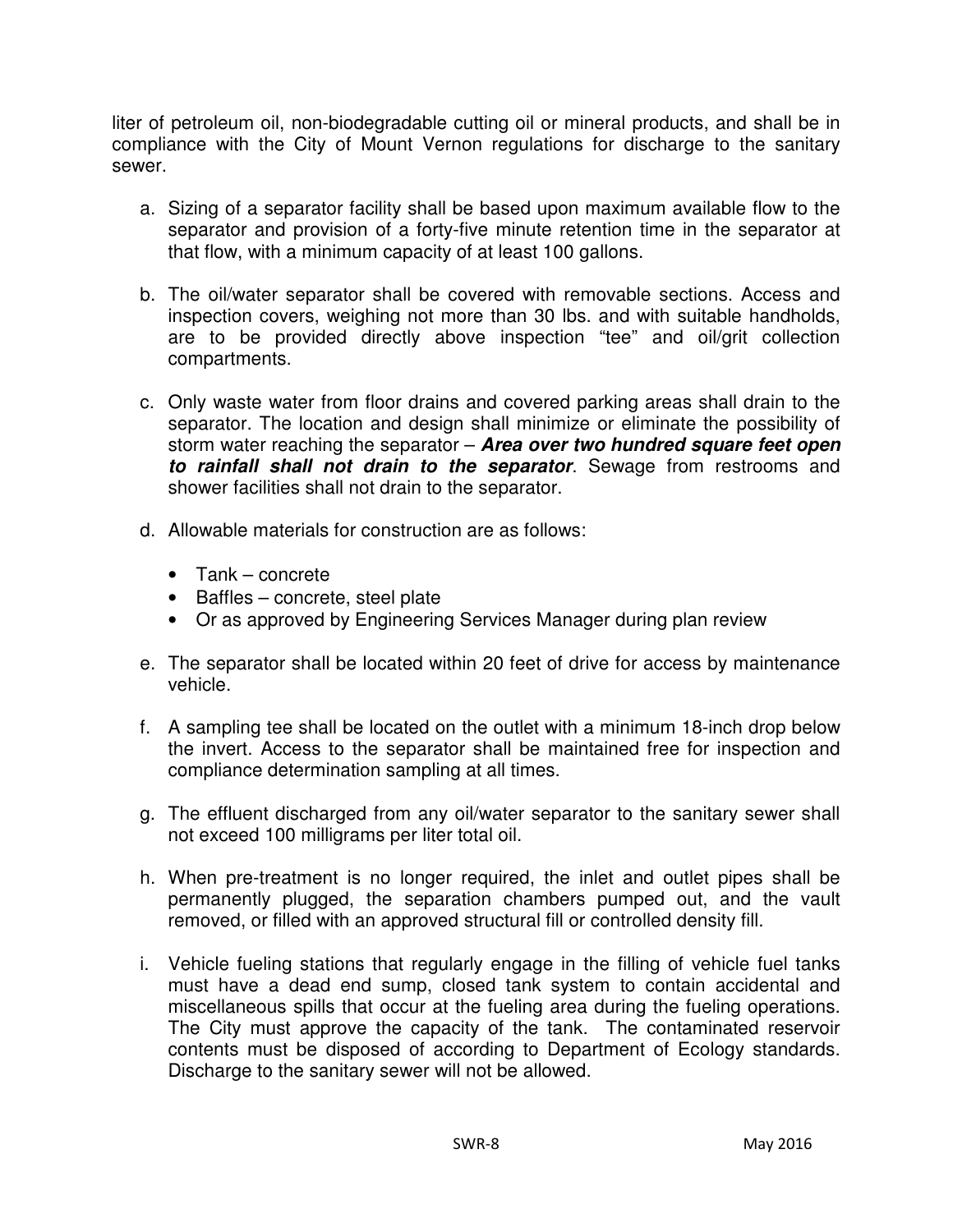liter of petroleum oil, non-biodegradable cutting oil or mineral products, and shall be in compliance with the City of Mount Vernon regulations for discharge to the sanitary sewer.

a. Sizing of a separator facility shall be based upon maximum available flow to the separator and provision of a forty-five minute retention time in the separator at that flow, with a minimum capacity of at least 100 gallons.

b. The oil/water separator shall be covered with removable sections. Access and inspection covers, weighing not more than 30 lbs. and with suitable handholds, are to be provided directly above inspection "tee" and oil/grit collection compartments.

c. Only waste water from floor drains and covered parking areas shall drain to the separator. The location and design shall minimize or eliminate the possibility of storm water reaching the separator – ***Area over two hundred square feet open to rainfall shall not drain to the separator***. Sewage from restrooms and shower facilities shall not drain to the separator.

d. Allowable materials for construction are as follows:

   - Tank – concrete
   - Baffles – concrete, steel plate
   - Or as approved by Engineering Services Manager during plan review

e. The separator shall be located within 20 feet of drive for access by maintenance vehicle.

f. A sampling tee shall be located on the outlet with a minimum 18-inch drop below the invert. Access to the separator shall be maintained free for inspection and compliance determination sampling at all times.

g. The effluent discharged from any oil/water separator to the sanitary sewer shall not exceed 100 milligrams per liter total oil.

h. When pre-treatment is no longer required, the inlet and outlet pipes shall be permanently plugged, the separation chambers pumped out, and the vault removed, or filled with an approved structural fill or controlled density fill.

i. Vehicle fueling stations that regularly engage in the filling of vehicle fuel tanks must have a dead end sump, closed tank system to contain accidental and miscellaneous spills that occur at the fueling area during the fueling operations. The City must approve the capacity of the tank. The contaminated reservoir contents must be disposed of according to Department of Ecology standards. Discharge to the sanitary sewer will not be allowed.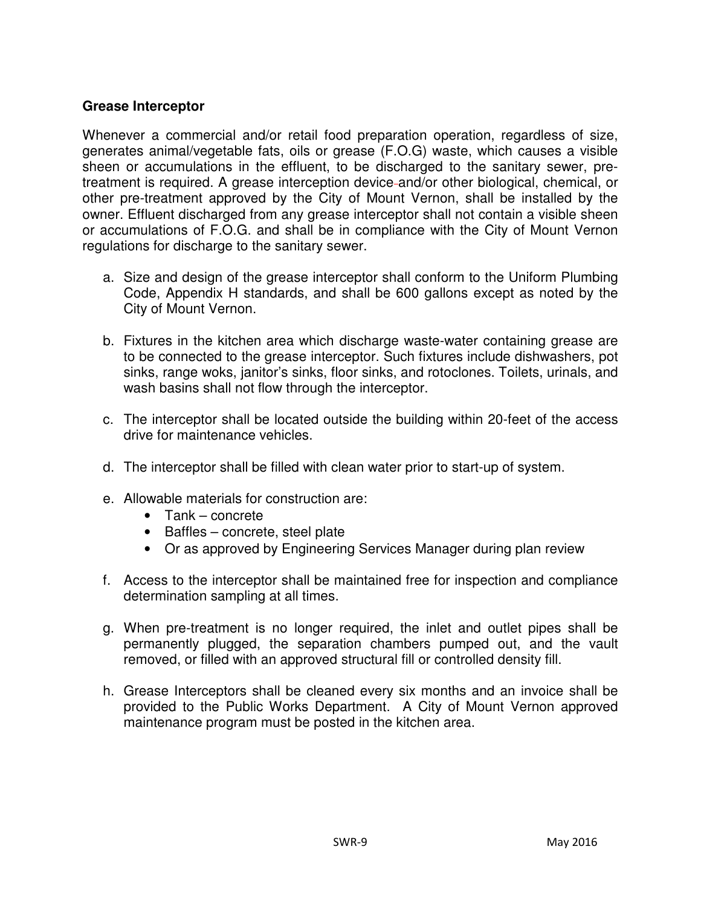## Grease Interceptor

Whenever a commercial and/or retail food preparation operation, regardless of size, generates animal/vegetable fats, oils or grease (F.O.G) waste, which causes a visible sheen or accumulations in the effluent, to be discharged to the sanitary sewer, pre-treatment is required. A grease interception device and/or other biological, chemical, or other pre-treatment approved by the City of Mount Vernon, shall be installed by the owner. Effluent discharged from any grease interceptor shall not contain a visible sheen or accumulations of F.O.G. and shall be in compliance with the City of Mount Vernon regulations for discharge to the sanitary sewer.

a. Size and design of the grease interceptor shall conform to the Uniform Plumbing Code, Appendix H standards, and shall be 600 gallons except as noted by the City of Mount Vernon.

b. Fixtures in the kitchen area which discharge waste-water containing grease are to be connected to the grease interceptor. Such fixtures include dishwashers, pot sinks, range woks, janitor's sinks, floor sinks, and rotoclones. Toilets, urinals, and wash basins shall not flow through the interceptor.

c. The interceptor shall be located outside the building within 20-feet of the access drive for maintenance vehicles.

d. The interceptor shall be filled with clean water prior to start-up of system.

e. Allowable materials for construction are:
   - Tank – concrete
   - Baffles – concrete, steel plate
   - Or as approved by Engineering Services Manager during plan review

f. Access to the interceptor shall be maintained free for inspection and compliance determination sampling at all times.

g. When pre-treatment is no longer required, the inlet and outlet pipes shall be permanently plugged, the separation chambers pumped out, and the vault removed, or filled with an approved structural fill or controlled density fill.

h. Grease Interceptors shall be cleaned every six months and an invoice shall be provided to the Public Works Department. A City of Mount Vernon approved maintenance program must be posted in the kitchen area.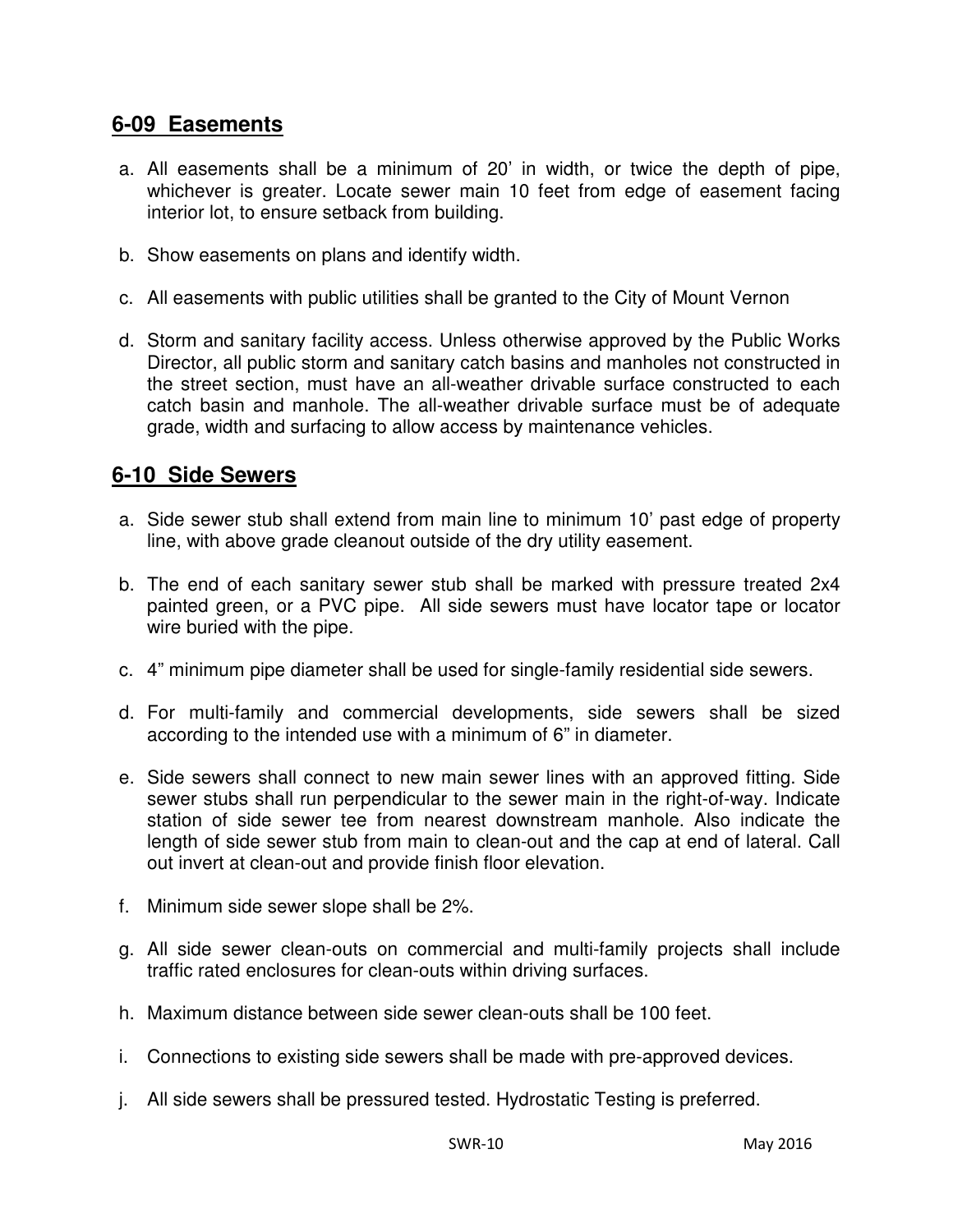## 6-09 Easements

a. All easements shall be a minimum of 20' in width, or twice the depth of pipe, whichever is greater. Locate sewer main 10 feet from edge of easement facing interior lot, to ensure setback from building.

b. Show easements on plans and identify width.

c. All easements with public utilities shall be granted to the City of Mount Vernon

d. Storm and sanitary facility access. Unless otherwise approved by the Public Works Director, all public storm and sanitary catch basins and manholes not constructed in the street section, must have an all-weather drivable surface constructed to each catch basin and manhole. The all-weather drivable surface must be of adequate grade, width and surfacing to allow access by maintenance vehicles.

## 6-10 Side Sewers

a. Side sewer stub shall extend from main line to minimum 10' past edge of property line, with above grade cleanout outside of the dry utility easement.

b. The end of each sanitary sewer stub shall be marked with pressure treated 2x4 painted green, or a PVC pipe. All side sewers must have locator tape or locator wire buried with the pipe.

c. 4" minimum pipe diameter shall be used for single-family residential side sewers.

d. For multi-family and commercial developments, side sewers shall be sized according to the intended use with a minimum of 6" in diameter.

e. Side sewers shall connect to new main sewer lines with an approved fitting. Side sewer stubs shall run perpendicular to the sewer main in the right-of-way. Indicate station of side sewer tee from nearest downstream manhole. Also indicate the length of side sewer stub from main to clean-out and the cap at end of lateral. Call out invert at clean-out and provide finish floor elevation.

f. Minimum side sewer slope shall be 2%.

g. All side sewer clean-outs on commercial and multi-family projects shall include traffic rated enclosures for clean-outs within driving surfaces.

h. Maximum distance between side sewer clean-outs shall be 100 feet.

i. Connections to existing side sewers shall be made with pre-approved devices.

j. All side sewers shall be pressured tested. Hydrostatic Testing is preferred.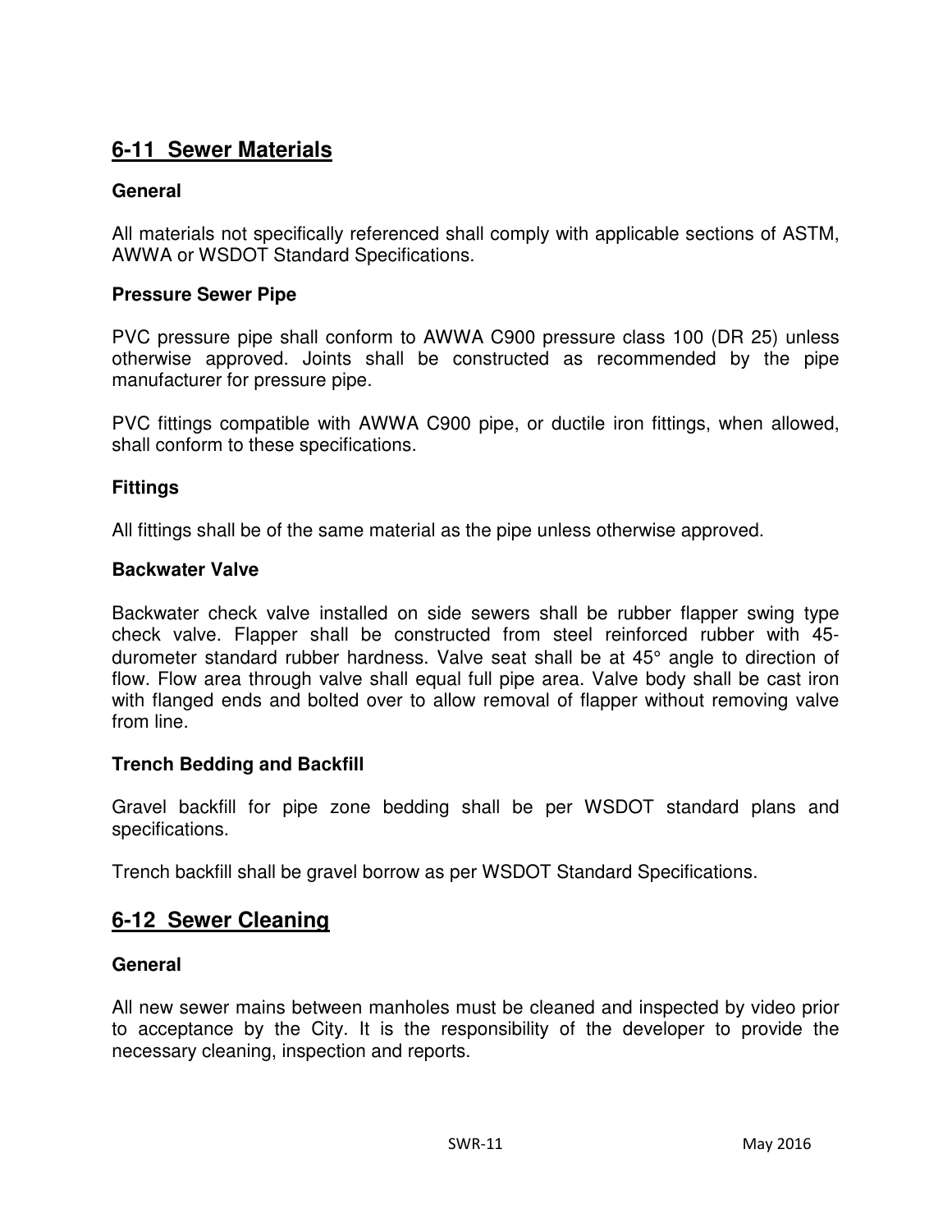## 6-11 Sewer Materials

### General

All materials not specifically referenced shall comply with applicable sections of ASTM, AWWA or WSDOT Standard Specifications.

### Pressure Sewer Pipe

PVC pressure pipe shall conform to AWWA C900 pressure class 100 (DR 25) unless otherwise approved. Joints shall be constructed as recommended by the pipe manufacturer for pressure pipe.

PVC fittings compatible with AWWA C900 pipe, or ductile iron fittings, when allowed, shall conform to these specifications.

### Fittings

All fittings shall be of the same material as the pipe unless otherwise approved.

### Backwater Valve

Backwater check valve installed on side sewers shall be rubber flapper swing type check valve. Flapper shall be constructed from steel reinforced rubber with 45-durometer standard rubber hardness. Valve seat shall be at 45° angle to direction of flow. Flow area through valve shall equal full pipe area. Valve body shall be cast iron with flanged ends and bolted over to allow removal of flapper without removing valve from line.

### Trench Bedding and Backfill

Gravel backfill for pipe zone bedding shall be per WSDOT standard plans and specifications.

Trench backfill shall be gravel borrow as per WSDOT Standard Specifications.

## 6-12 Sewer Cleaning

### General

All new sewer mains between manholes must be cleaned and inspected by video prior to acceptance by the City. It is the responsibility of the developer to provide the necessary cleaning, inspection and reports.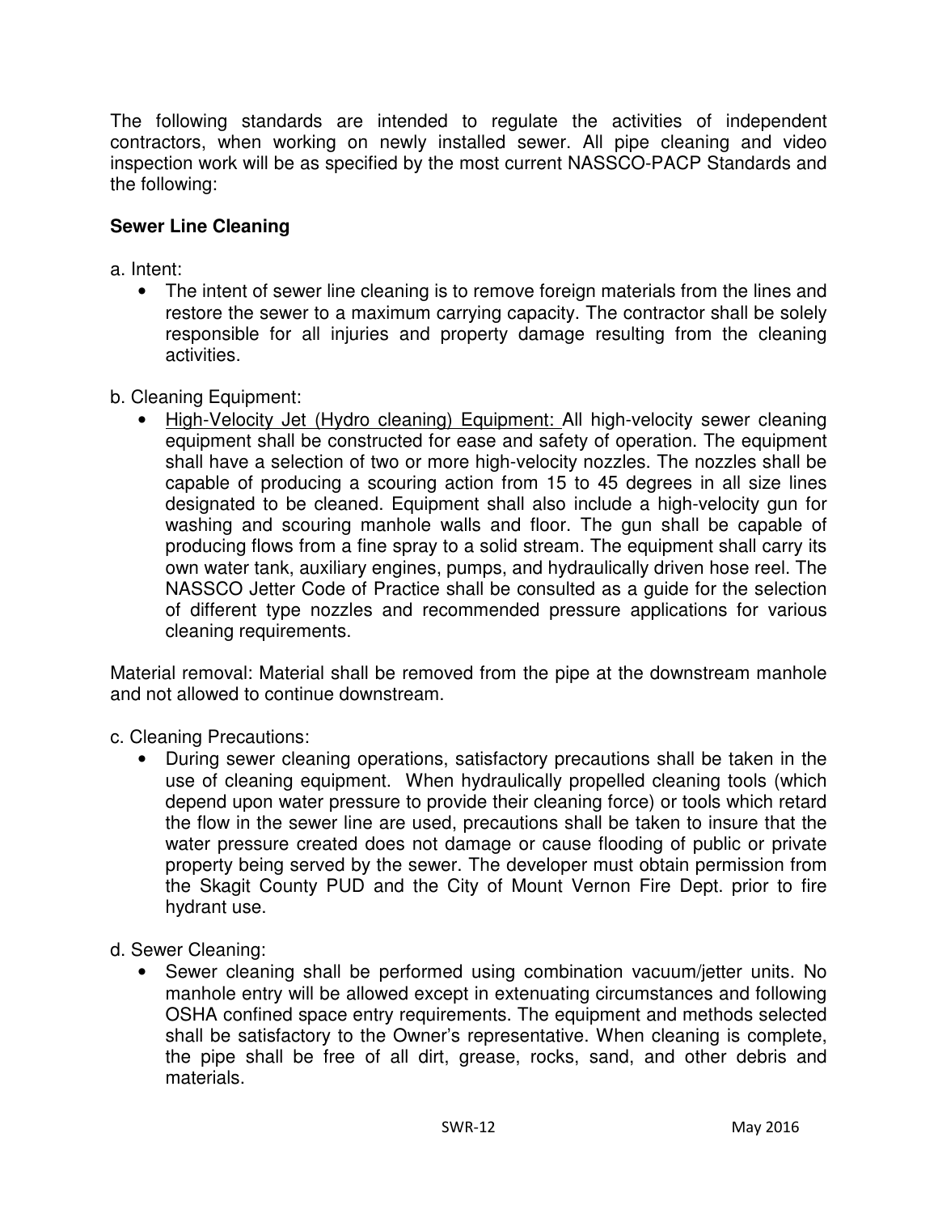The following standards are intended to regulate the activities of independent contractors, when working on newly installed sewer. All pipe cleaning and video inspection work will be as specified by the most current NASSCO-PACP Standards and the following:

**Sewer Line Cleaning**

a. Intent:

- The intent of sewer line cleaning is to remove foreign materials from the lines and restore the sewer to a maximum carrying capacity. The contractor shall be solely responsible for all injuries and property damage resulting from the cleaning activities.

b. Cleaning Equipment:

- High-Velocity Jet (Hydro cleaning) Equipment: All high-velocity sewer cleaning equipment shall be constructed for ease and safety of operation. The equipment shall have a selection of two or more high-velocity nozzles. The nozzles shall be capable of producing a scouring action from 15 to 45 degrees in all size lines designated to be cleaned. Equipment shall also include a high-velocity gun for washing and scouring manhole walls and floor. The gun shall be capable of producing flows from a fine spray to a solid stream. The equipment shall carry its own water tank, auxiliary engines, pumps, and hydraulically driven hose reel. The NASSCO Jetter Code of Practice shall be consulted as a guide for the selection of different type nozzles and recommended pressure applications for various cleaning requirements.

Material removal: Material shall be removed from the pipe at the downstream manhole and not allowed to continue downstream.

c. Cleaning Precautions:

- During sewer cleaning operations, satisfactory precautions shall be taken in the use of cleaning equipment. When hydraulically propelled cleaning tools (which depend upon water pressure to provide their cleaning force) or tools which retard the flow in the sewer line are used, precautions shall be taken to insure that the water pressure created does not damage or cause flooding of public or private property being served by the sewer. The developer must obtain permission from the Skagit County PUD and the City of Mount Vernon Fire Dept. prior to fire hydrant use.

d. Sewer Cleaning:

- Sewer cleaning shall be performed using combination vacuum/jetter units. No manhole entry will be allowed except in extenuating circumstances and following OSHA confined space entry requirements. The equipment and methods selected shall be satisfactory to the Owner's representative. When cleaning is complete, the pipe shall be free of all dirt, grease, rocks, sand, and other debris and materials.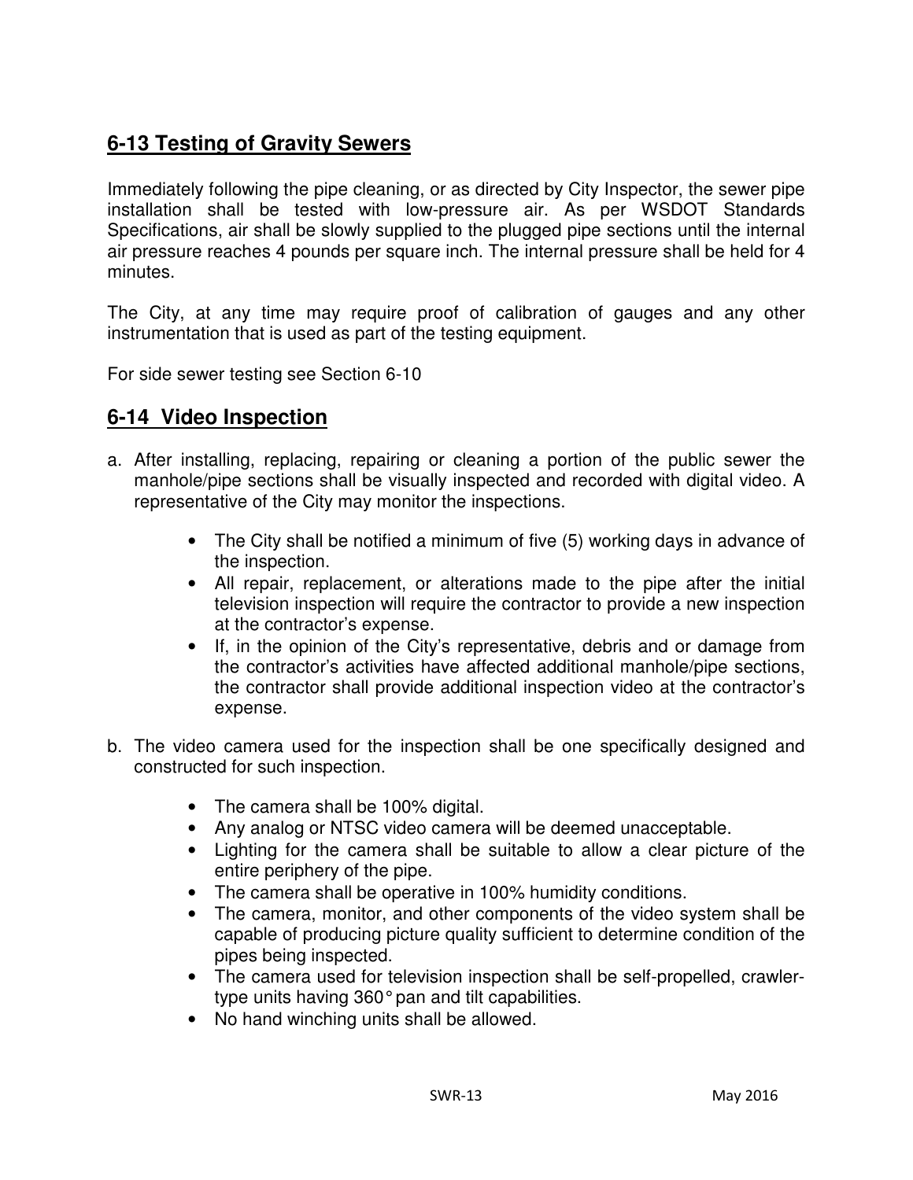## 6-13 Testing of Gravity Sewers

Immediately following the pipe cleaning, or as directed by City Inspector, the sewer pipe installation shall be tested with low-pressure air. As per WSDOT Standards Specifications, air shall be slowly supplied to the plugged pipe sections until the internal air pressure reaches 4 pounds per square inch. The internal pressure shall be held for 4 minutes.

The City, at any time may require proof of calibration of gauges and any other instrumentation that is used as part of the testing equipment.

For side sewer testing see Section 6-10

## 6-14 Video Inspection

a. After installing, replacing, repairing or cleaning a portion of the public sewer the manhole/pipe sections shall be visually inspected and recorded with digital video. A representative of the City may monitor the inspections.

    - The City shall be notified a minimum of five (5) working days in advance of the inspection.
    - All repair, replacement, or alterations made to the pipe after the initial television inspection will require the contractor to provide a new inspection at the contractor's expense.
    - If, in the opinion of the City's representative, debris and or damage from the contractor's activities have affected additional manhole/pipe sections, the contractor shall provide additional inspection video at the contractor's expense.

b. The video camera used for the inspection shall be one specifically designed and constructed for such inspection.

    - The camera shall be 100% digital.
    - Any analog or NTSC video camera will be deemed unacceptable.
    - Lighting for the camera shall be suitable to allow a clear picture of the entire periphery of the pipe.
    - The camera shall be operative in 100% humidity conditions.
    - The camera, monitor, and other components of the video system shall be capable of producing picture quality sufficient to determine condition of the pipes being inspected.
    - The camera used for television inspection shall be self-propelled, crawler-type units having 360° pan and tilt capabilities.
    - No hand winching units shall be allowed.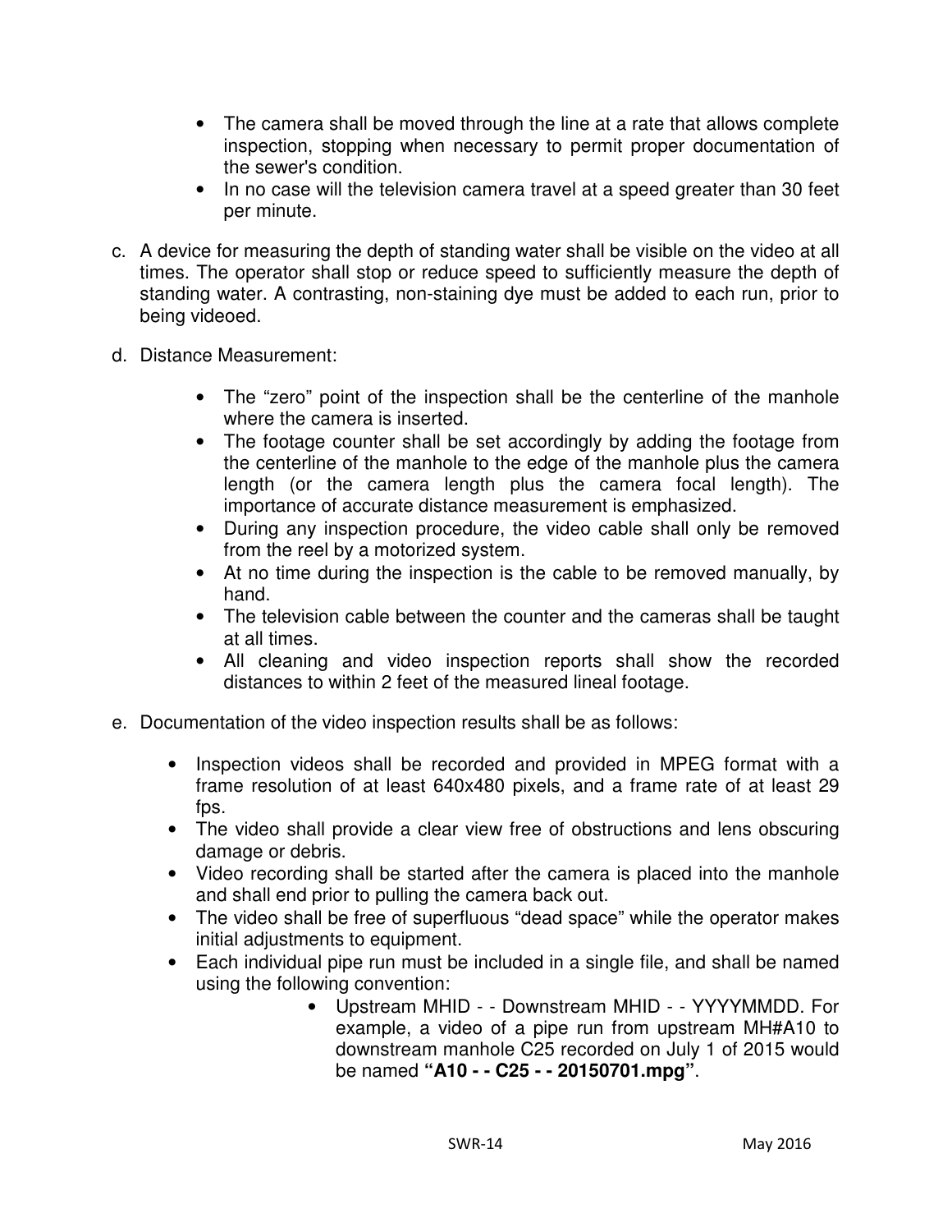- The camera shall be moved through the line at a rate that allows complete inspection, stopping when necessary to permit proper documentation of the sewer's condition.
- In no case will the television camera travel at a speed greater than 30 feet per minute.

c. A device for measuring the depth of standing water shall be visible on the video at all times. The operator shall stop or reduce speed to sufficiently measure the depth of standing water. A contrasting, non-staining dye must be added to each run, prior to being videoed.

d. Distance Measurement:

- The "zero" point of the inspection shall be the centerline of the manhole where the camera is inserted.
- The footage counter shall be set accordingly by adding the footage from the centerline of the manhole to the edge of the manhole plus the camera length (or the camera length plus the camera focal length). The importance of accurate distance measurement is emphasized.
- During any inspection procedure, the video cable shall only be removed from the reel by a motorized system.
- At no time during the inspection is the cable to be removed manually, by hand.
- The television cable between the counter and the cameras shall be taught at all times.
- All cleaning and video inspection reports shall show the recorded distances to within 2 feet of the measured lineal footage.

e. Documentation of the video inspection results shall be as follows:

- Inspection videos shall be recorded and provided in MPEG format with a frame resolution of at least 640x480 pixels, and a frame rate of at least 29 fps.
- The video shall provide a clear view free of obstructions and lens obscuring damage or debris.
- Video recording shall be started after the camera is placed into the manhole and shall end prior to pulling the camera back out.
- The video shall be free of superfluous "dead space" while the operator makes initial adjustments to equipment.
- Each individual pipe run must be included in a single file, and shall be named using the following convention:
  - Upstream MHID - - Downstream MHID - - YYYYMMDD. For example, a video of a pipe run from upstream MH#A10 to downstream manhole C25 recorded on July 1 of 2015 would be named **"A10 - - C25 - - 20150701.mpg"**.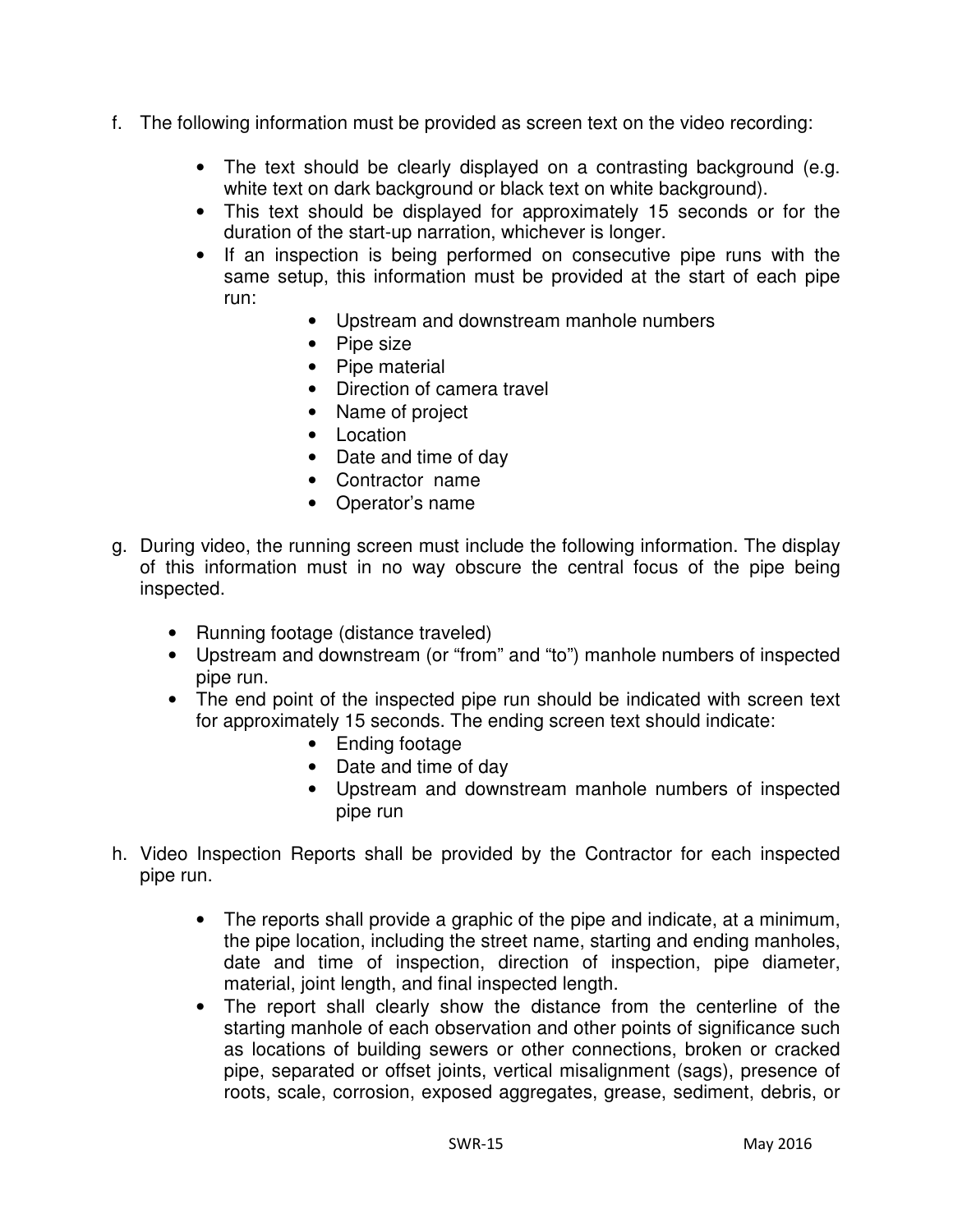f. The following information must be provided as screen text on the video recording:

    - The text should be clearly displayed on a contrasting background (e.g. white text on dark background or black text on white background).
    - This text should be displayed for approximately 15 seconds or for the duration of the start-up narration, whichever is longer.
    - If an inspection is being performed on consecutive pipe runs with the same setup, this information must be provided at the start of each pipe run:
        - Upstream and downstream manhole numbers
        - Pipe size
        - Pipe material
        - Direction of camera travel
        - Name of project
        - Location
        - Date and time of day
        - Contractor name
        - Operator's name

g. During video, the running screen must include the following information. The display of this information must in no way obscure the central focus of the pipe being inspected.

    - Running footage (distance traveled)
    - Upstream and downstream (or "from" and "to") manhole numbers of inspected pipe run.
    - The end point of the inspected pipe run should be indicated with screen text for approximately 15 seconds. The ending screen text should indicate:
        - Ending footage
        - Date and time of day
        - Upstream and downstream manhole numbers of inspected pipe run

h. Video Inspection Reports shall be provided by the Contractor for each inspected pipe run.

    - The reports shall provide a graphic of the pipe and indicate, at a minimum, the pipe location, including the street name, starting and ending manholes, date and time of inspection, direction of inspection, pipe diameter, material, joint length, and final inspected length.
    - The report shall clearly show the distance from the centerline of the starting manhole of each observation and other points of significance such as locations of building sewers or other connections, broken or cracked pipe, separated or offset joints, vertical misalignment (sags), presence of roots, scale, corrosion, exposed aggregates, grease, sediment, debris, or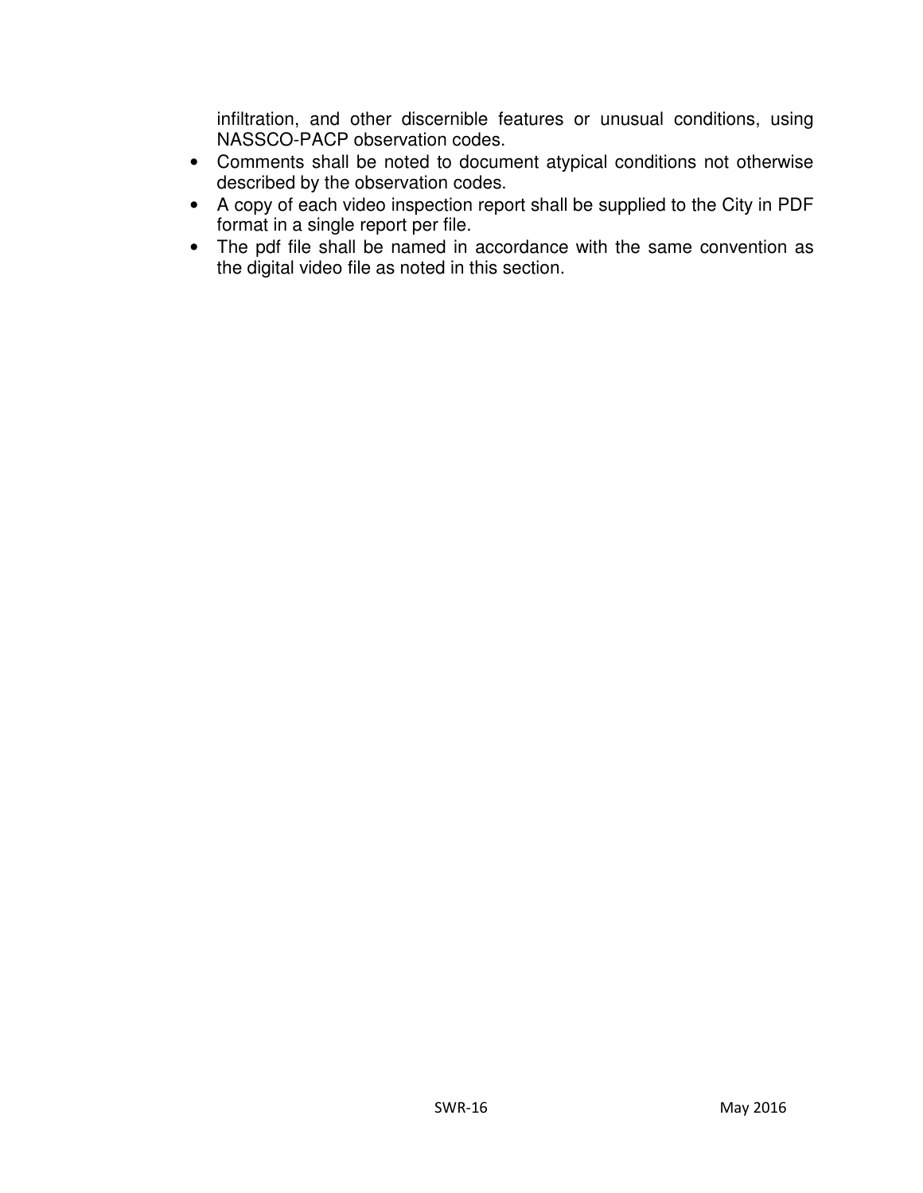infiltration, and other discernible features or unusual conditions, using NASSCO-PACP observation codes.

- Comments shall be noted to document atypical conditions not otherwise described by the observation codes.
- A copy of each video inspection report shall be supplied to the City in PDF format in a single report per file.
- The pdf file shall be named in accordance with the same convention as the digital video file as noted in this section.